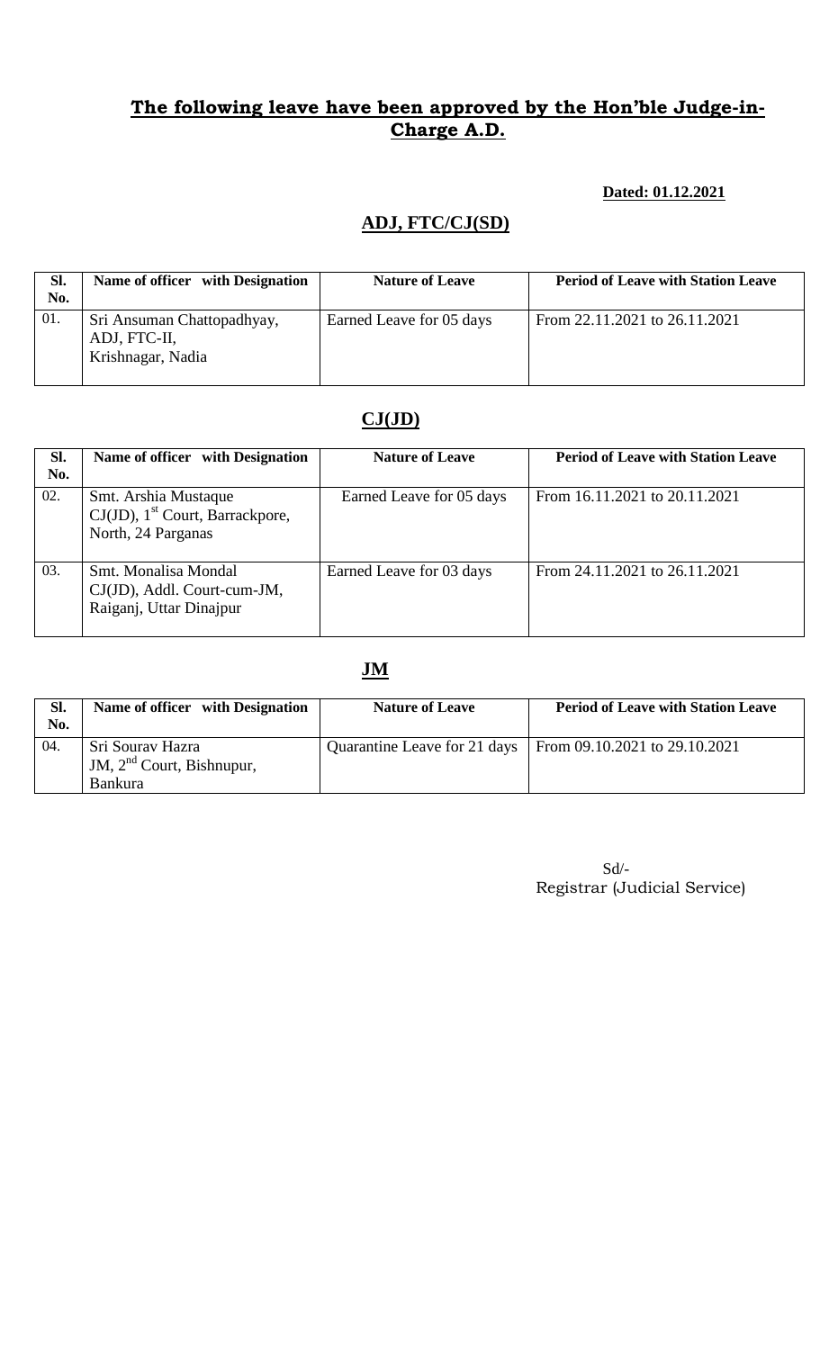## The following leave have been approved by the Hon'ble Judge-in-Charge A.D.

**Dated: 01.12.2021**

### ADJ, FTC/CJ(SD)

| Sl. No. | Name of officer with Designation | Nature of Leave | Period of Leave with Station Leave |
|---|---|---|---|
| 01. | Sri Ansuman Chattopadhyay, ADJ, FTC-II, Krishnagar, Nadia | Earned Leave for 05 days | From 22.11.2021 to 26.11.2021 |

### CJ(JD)

| Sl. No. | Name of officer with Designation | Nature of Leave | Period of Leave with Station Leave |
|---|---|---|---|
| 02. | Smt. Arshia Mustaque CJ(JD), 1st Court, Barrackpore, North, 24 Parganas | Earned Leave for 05 days | From 16.11.2021 to 20.11.2021 |
| 03. | Smt. Monalisa Mondal CJ(JD), Addl. Court-cum-JM, Raiganj, Uttar Dinajpur | Earned Leave for 03 days | From 24.11.2021 to 26.11.2021 |

### JM

| Sl. No. | Name of officer with Designation | Nature of Leave | Period of Leave with Station Leave |
|---|---|---|---|
| 04. | Sri Sourav Hazra JM, 2nd Court, Bishnupur, Bankura | Quarantine Leave for 21 days | From 09.10.2021 to 29.10.2021 |

Sd/-
Registrar (Judicial Service)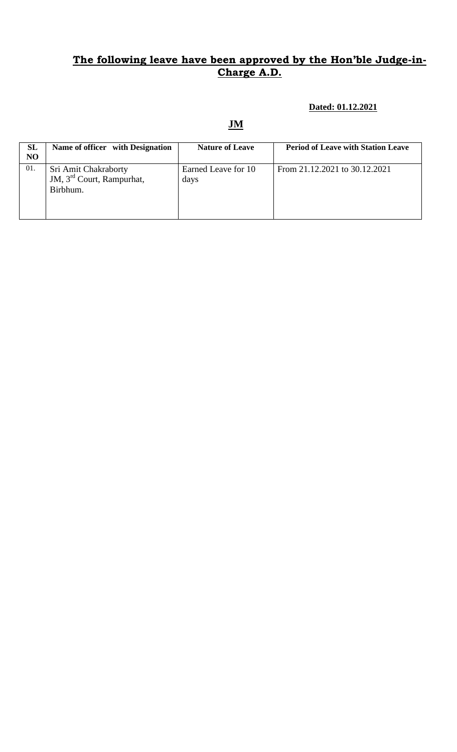**The following leave have been approved by the Hon'ble Judge-in-Charge A.D.**

**Dated: 01.12.2021**

**JM**

| SL NO | Name of officer with Designation | Nature of Leave | Period of Leave with Station Leave |
|---|---|---|---|
| 01. | Sri Amit Chakraborty<br>JM, 3rd Court, Rampurhat, Birbhum. | Earned Leave for 10 days | From 21.12.2021 to 30.12.2021 |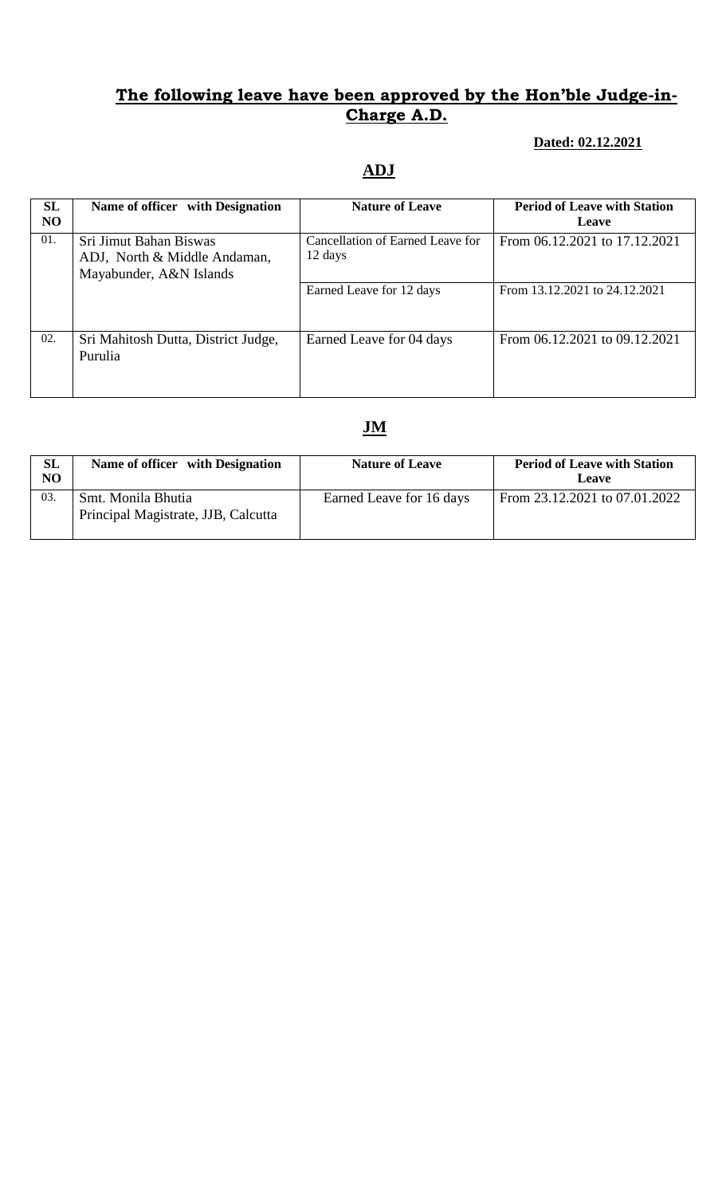## The following leave have been approved by the Hon'ble Judge-in-Charge A.D.

**Dated: 02.12.2021**

### ADJ

| SL NO | Name of officer with Designation | Nature of Leave | Period of Leave with Station Leave |
|---|---|---|---|
| 01. | Sri Jimut Bahan Biswas<br>ADJ, North & Middle Andaman, Mayabunder, A&N Islands | Cancellation of Earned Leave for 12 days | From 06.12.2021 to 17.12.2021 |
| | | Earned Leave for 12 days | From 13.12.2021 to 24.12.2021 |
| 02. | Sri Mahitosh Dutta, District Judge, Purulia | Earned Leave for 04 days | From 06.12.2021 to 09.12.2021 |

### JM

| SL NO | Name of officer with Designation | Nature of Leave | Period of Leave with Station Leave |
|---|---|---|---|
| 03. | Smt. Monila Bhutia<br>Principal Magistrate, JJB, Calcutta | Earned Leave for 16 days | From 23.12.2021 to 07.01.2022 |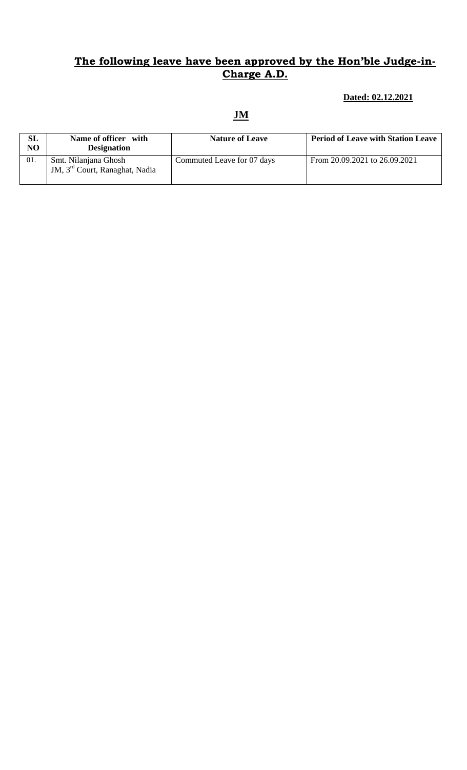## **The following leave have been approved by the Hon'ble Judge-in-Charge A.D.**

**Dated: 02.12.2021**

## **JM**

| SL NO | Name of officer with Designation | Nature of Leave | Period of Leave with Station Leave |
|---|---|---|---|
| 01. | Smt. Nilanjana Ghosh<br>JM, 3rd Court, Ranaghat, Nadia | Commuted Leave for 07 days | From 20.09.2021 to 26.09.2021 |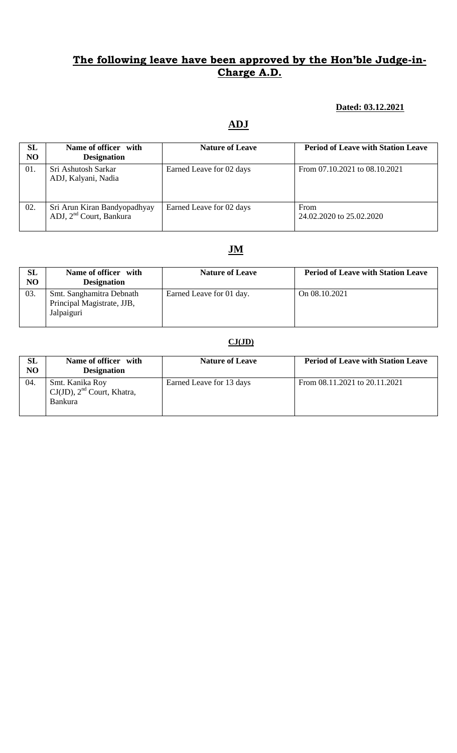## The following leave have been approved by the Hon'ble Judge-in-Charge A.D.

**Dated: 03.12.2021**

### ADJ

| SL NO | Name of officer with Designation | Nature of Leave | Period of Leave with Station Leave |
|---|---|---|---|
| 01. | Sri Ashutosh Sarkar<br>ADJ, Kalyani, Nadia | Earned Leave for 02 days | From 07.10.2021 to 08.10.2021 |
| 02. | Sri Arun Kiran Bandyopadhyay<br>ADJ, 2nd Court, Bankura | Earned Leave for 02 days | From<br>24.02.2020 to 25.02.2020 |

### JM

| SL NO | Name of officer with Designation | Nature of Leave | Period of Leave with Station Leave |
|---|---|---|---|
| 03. | Smt. Sanghamitra Debnath<br>Principal Magistrate, JJB, Jalpaiguri | Earned Leave for 01 day. | On 08.10.2021 |

### CJ(JD)

| SL NO | Name of officer with Designation | Nature of Leave | Period of Leave with Station Leave |
|---|---|---|---|
| 04. | Smt. Kanika Roy<br>CJ(JD), 2nd Court, Khatra, Bankura | Earned Leave for 13 days | From 08.11.2021 to 20.11.2021 |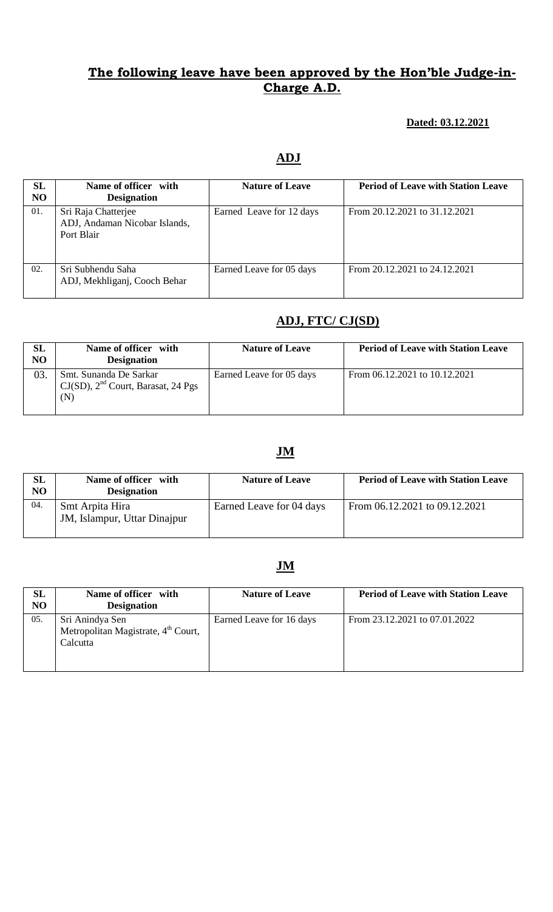## **The following leave have been approved by the Hon'ble Judge-in-Charge A.D.**

**Dated: 03.12.2021**

## **ADJ**

| SL NO | Name of officer with Designation | Nature of Leave | Period of Leave with Station Leave |
|---|---|---|---|
| 01. | Sri Raja Chatterjee<br>ADJ, Andaman Nicobar Islands, Port Blair | Earned Leave for 12 days | From 20.12.2021 to 31.12.2021 |
| 02. | Sri Subhendu Saha<br>ADJ, Mekhliganj, Cooch Behar | Earned Leave for 05 days | From 20.12.2021 to 24.12.2021 |

## **ADJ, FTC/ CJ(SD)**

| SL NO | Name of officer with Designation | Nature of Leave | Period of Leave with Station Leave |
|---|---|---|---|
| 03. | Smt. Sunanda De Sarkar<br>CJ(SD), 2nd Court, Barasat, 24 Pgs (N) | Earned Leave for 05 days | From 06.12.2021 to 10.12.2021 |

## **JM**

| SL NO | Name of officer with Designation | Nature of Leave | Period of Leave with Station Leave |
|---|---|---|---|
| 04. | Smt Arpita Hira<br>JM, Islampur, Uttar Dinajpur | Earned Leave for 04 days | From 06.12.2021 to 09.12.2021 |

## **JM**

| SL NO | Name of officer with Designation | Nature of Leave | Period of Leave with Station Leave |
|---|---|---|---|
| 05. | Sri Anindya Sen<br>Metropolitan Magistrate, 4th Court, Calcutta | Earned Leave for 16 days | From 23.12.2021 to 07.01.2022 |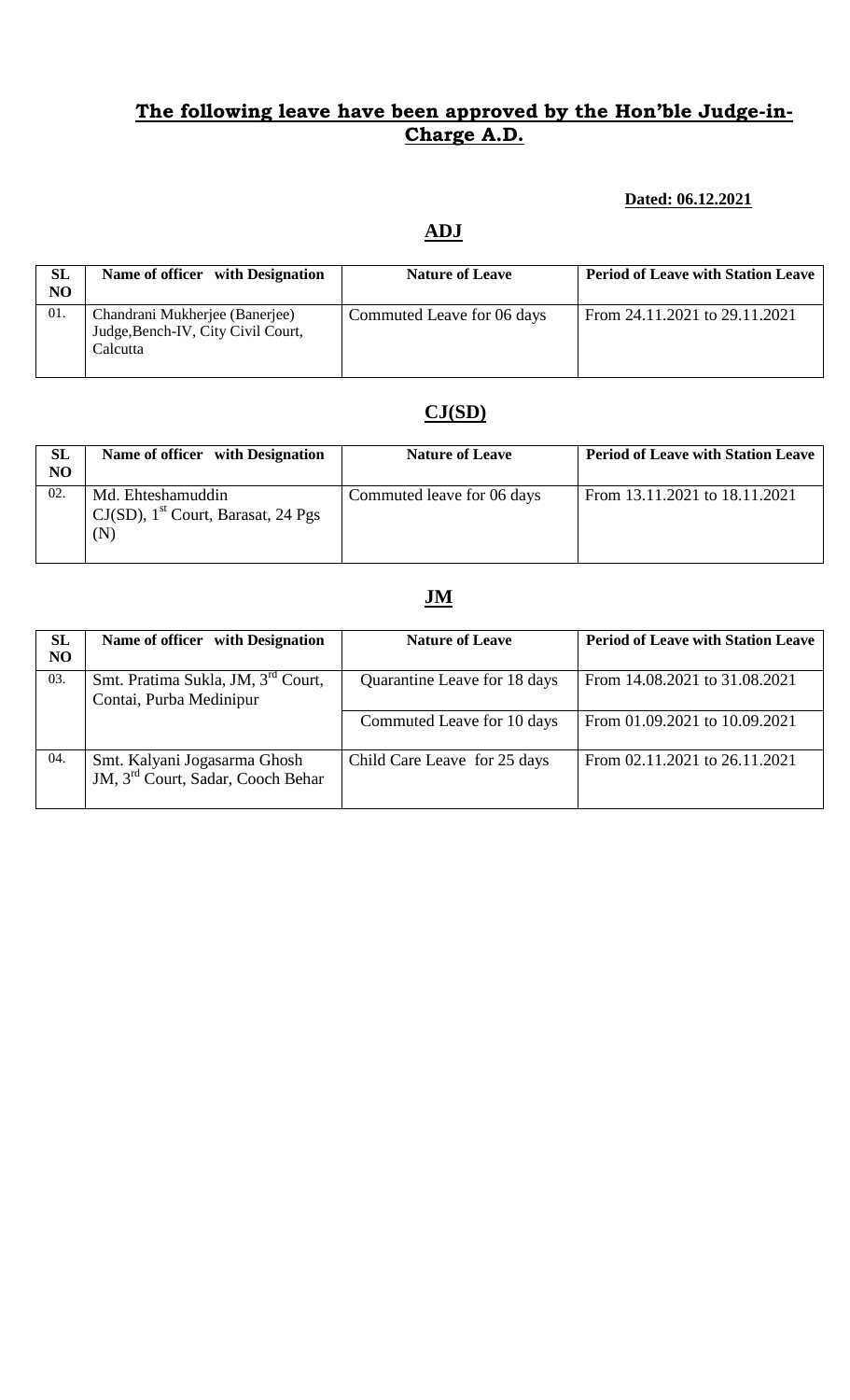## The following leave have been approved by the Hon'ble Judge-in-Charge A.D.

**Dated: 06.12.2021**

## ADJ

| SL NO | Name of officer with Designation | Nature of Leave | Period of Leave with Station Leave |
|---|---|---|---|
| 01. | Chandrani Mukherjee (Banerjee) Judge,Bench-IV, City Civil Court, Calcutta | Commuted Leave for 06 days | From 24.11.2021 to 29.11.2021 |

## CJ(SD)

| SL NO | Name of officer with Designation | Nature of Leave | Period of Leave with Station Leave |
|---|---|---|---|
| 02. | Md. Ehteshamuddin CJ(SD), 1st Court, Barasat, 24 Pgs (N) | Commuted leave for 06 days | From 13.11.2021 to 18.11.2021 |

## JM

| SL NO | Name of officer with Designation | Nature of Leave | Period of Leave with Station Leave |
|---|---|---|---|
| 03. | Smt. Pratima Sukla, JM, 3rd Court, Contai, Purba Medinipur | Quarantine Leave for 18 days | From 14.08.2021 to 31.08.2021 |
| | | Commuted Leave for 10 days | From 01.09.2021 to 10.09.2021 |
| 04. | Smt. Kalyani Jogasarma Ghosh JM, 3rd Court, Sadar, Cooch Behar | Child Care Leave for 25 days | From 02.11.2021 to 26.11.2021 |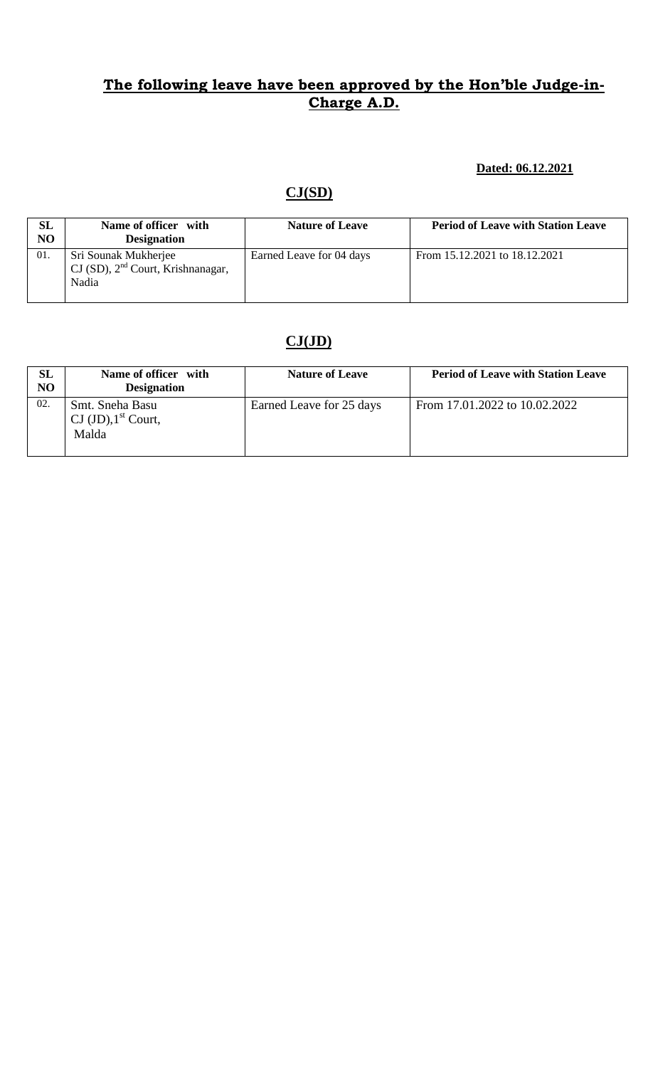## The following leave have been approved by the Hon'ble Judge-in-Charge A.D.

**Dated: 06.12.2021**

### CJ(SD)

| SL NO | Name of officer with Designation | Nature of Leave | Period of Leave with Station Leave |
|---|---|---|---|
| 01. | Sri Sounak Mukherjee CJ (SD), 2nd Court, Krishnanagar, Nadia | Earned Leave for 04 days | From 15.12.2021 to 18.12.2021 |

### CJ(JD)

| SL NO | Name of officer with Designation | Nature of Leave | Period of Leave with Station Leave |
|---|---|---|---|
| 02. | Smt. Sneha Basu CJ (JD),1st Court, Malda | Earned Leave for 25 days | From 17.01.2022 to 10.02.2022 |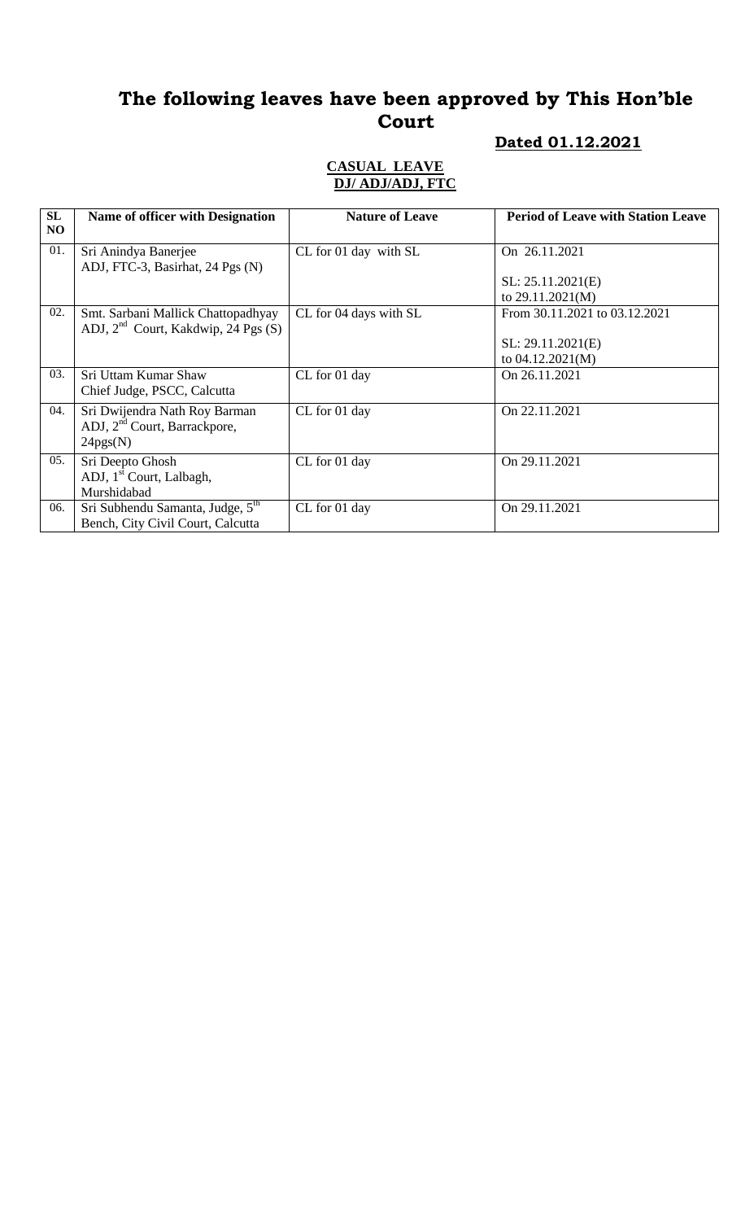# The following leaves have been approved by This Hon'ble Court

**Dated 01.12.2021**

**CASUAL LEAVE**
**DJ/ ADJ/ADJ, FTC**

| SL NO | Name of officer with Designation | Nature of Leave | Period of Leave with Station Leave |
|---|---|---|---|
| 01. | Sri Anindya Banerjee<br>ADJ, FTC-3, Basirhat, 24 Pgs (N) | CL for 01 day with SL | On 26.11.2021<br><br>SL: 25.11.2021(E)<br>to 29.11.2021(M) |
| 02. | Smt. Sarbani Mallick Chattopadhyay<br>ADJ, 2nd Court, Kakdwip, 24 Pgs (S) | CL for 04 days with SL | From 30.11.2021 to 03.12.2021<br><br>SL: 29.11.2021(E)<br>to 04.12.2021(M) |
| 03. | Sri Uttam Kumar Shaw<br>Chief Judge, PSCC, Calcutta | CL for 01 day | On 26.11.2021 |
| 04. | Sri Dwijendra Nath Roy Barman<br>ADJ, 2nd Court, Barrackpore, 24pgs(N) | CL for 01 day | On 22.11.2021 |
| 05. | Sri Deepto Ghosh<br>ADJ, 1st Court, Lalbagh, Murshidabad | CL for 01 day | On 29.11.2021 |
| 06. | Sri Subhendu Samanta, Judge, 5th Bench, City Civil Court, Calcutta | CL for 01 day | On 29.11.2021 |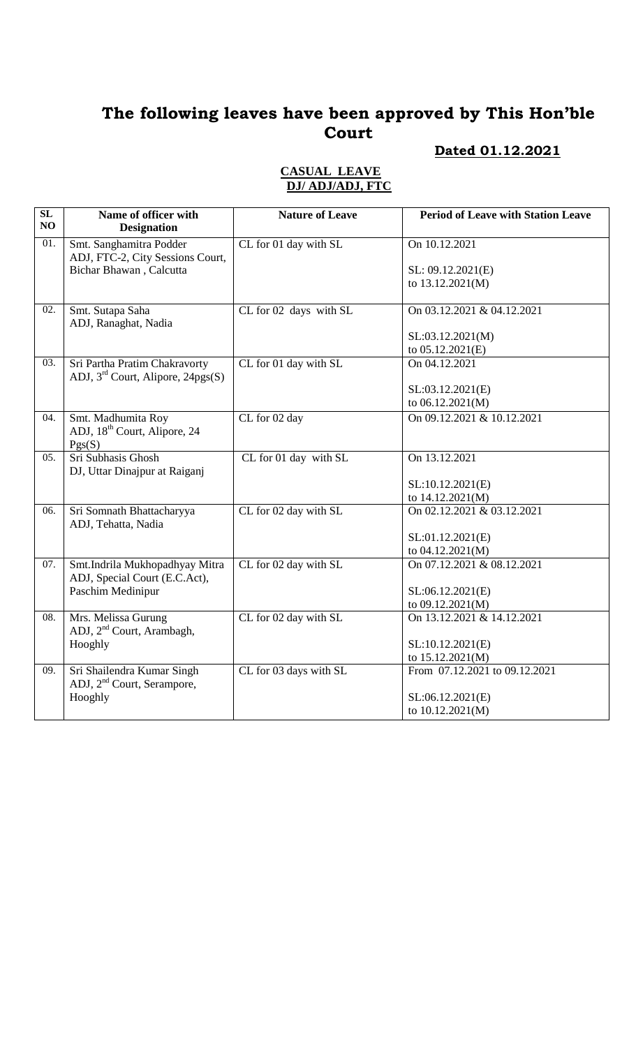# The following leaves have been approved by This Hon'ble Court

**Dated 01.12.2021**

**CASUAL LEAVE**
**DJ/ ADJ/ADJ, FTC**

| SL NO | Name of officer with Designation | Nature of Leave | Period of Leave with Station Leave |
|---|---|---|---|
| 01. | Smt. Sanghamitra Podder ADJ, FTC-2, City Sessions Court, Bichar Bhawan , Calcutta | CL for 01 day with SL | On 10.12.2021<br><br>SL: 09.12.2021(E) to 13.12.2021(M) |
| 02. | Smt. Sutapa Saha ADJ, Ranaghat, Nadia | CL for 02 days with SL | On 03.12.2021 & 04.12.2021<br><br>SL:03.12.2021(M) to 05.12.2021(E) |
| 03. | Sri Partha Pratim Chakravorty ADJ, 3rd Court, Alipore, 24pgs(S) | CL for 01 day with SL | On 04.12.2021<br><br>SL:03.12.2021(E) to 06.12.2021(M) |
| 04. | Smt. Madhumita Roy ADJ, 18th Court, Alipore, 24 Pgs(S) | CL for 02 day | On 09.12.2021 & 10.12.2021 |
| 05. | Sri Subhasis Ghosh DJ, Uttar Dinajpur at Raiganj | CL for 01 day with SL | On 13.12.2021<br><br>SL:10.12.2021(E) to 14.12.2021(M) |
| 06. | Sri Somnath Bhattacharyya ADJ, Tehatta, Nadia | CL for 02 day with SL | On 02.12.2021 & 03.12.2021<br><br>SL:01.12.2021(E) to 04.12.2021(M) |
| 07. | Smt.Indrila Mukhopadhyay Mitra ADJ, Special Court (E.C.Act), Paschim Medinipur | CL for 02 day with SL | On 07.12.2021 & 08.12.2021<br><br>SL:06.12.2021(E) to 09.12.2021(M) |
| 08. | Mrs. Melissa Gurung ADJ, 2nd Court, Arambagh, Hooghly | CL for 02 day with SL | On 13.12.2021 & 14.12.2021<br><br>SL:10.12.2021(E) to 15.12.2021(M) |
| 09. | Sri Shailendra Kumar Singh ADJ, 2nd Court, Serampore, Hooghly | CL for 03 days with SL | From 07.12.2021 to 09.12.2021<br><br>SL:06.12.2021(E) to 10.12.2021(M) |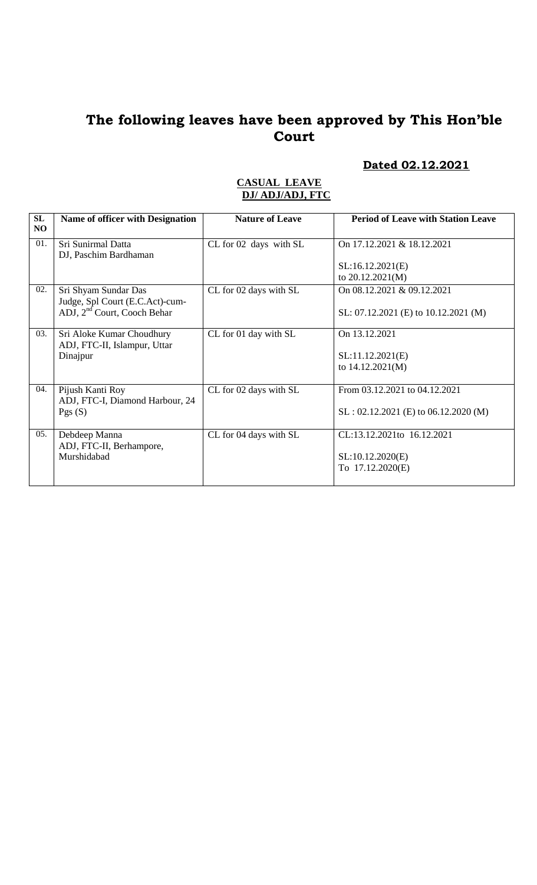# The following leaves have been approved by This Hon'ble Court

**Dated 02.12.2021**

**CASUAL LEAVE**
**DJ/ ADJ/ADJ, FTC**

| SL NO | Name of officer with Designation | Nature of Leave | Period of Leave with Station Leave |
|---|---|---|---|
| 01. | Sri Sunirmal Datta<br>DJ, Paschim Bardhaman | CL for 02 days with SL | On 17.12.2021 & 18.12.2021<br><br>SL:16.12.2021(E)<br>to 20.12.2021(M) |
| 02. | Sri Shyam Sundar Das<br>Judge, Spl Court (E.C.Act)-cum-ADJ, 2nd Court, Cooch Behar | CL for 02 days with SL | On 08.12.2021 & 09.12.2021<br><br>SL: 07.12.2021 (E) to 10.12.2021 (M) |
| 03. | Sri Aloke Kumar Choudhury<br>ADJ, FTC-II, Islampur, Uttar Dinajpur | CL for 01 day with SL | On 13.12.2021<br><br>SL:11.12.2021(E)<br>to 14.12.2021(M) |
| 04. | Pijush Kanti Roy<br>ADJ, FTC-I, Diamond Harbour, 24 Pgs (S) | CL for 02 days with SL | From 03.12.2021 to 04.12.2021<br><br>SL : 02.12.2021 (E) to 06.12.2020 (M) |
| 05. | Debdeep Manna<br>ADJ, FTC-II, Berhampore, Murshidabad | CL for 04 days with SL | CL:13.12.2021to 16.12.2021<br><br>SL:10.12.2020(E)<br>To 17.12.2020(E) |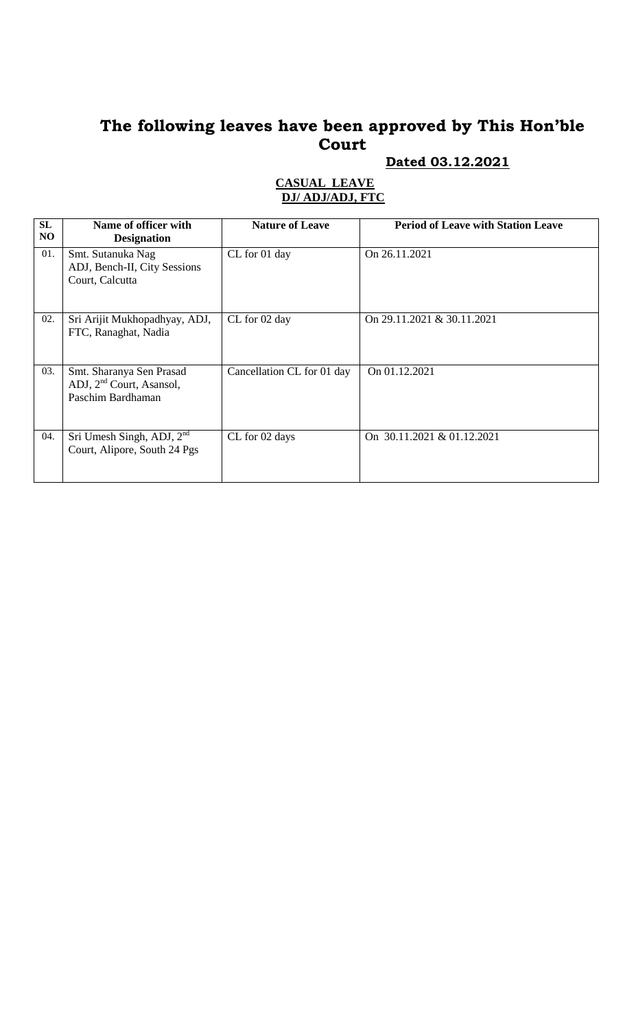# The following leaves have been approved by This Hon'ble Court

**Dated 03.12.2021**

**CASUAL LEAVE**
**DJ/ ADJ/ADJ, FTC**

| SL NO | Name of officer with Designation | Nature of Leave | Period of Leave with Station Leave |
|---|---|---|---|
| 01. | Smt. Sutanuka Nag ADJ, Bench-II, City Sessions Court, Calcutta | CL for 01 day | On 26.11.2021 |
| 02. | Sri Arijit Mukhopadhyay, ADJ, FTC, Ranaghat, Nadia | CL for 02 day | On 29.11.2021 & 30.11.2021 |
| 03. | Smt. Sharanya Sen Prasad ADJ, 2nd Court, Asansol, Paschim Bardhaman | Cancellation CL for 01 day | On 01.12.2021 |
| 04. | Sri Umesh Singh, ADJ, 2nd Court, Alipore, South 24 Pgs | CL for 02 days | On 30.11.2021 & 01.12.2021 |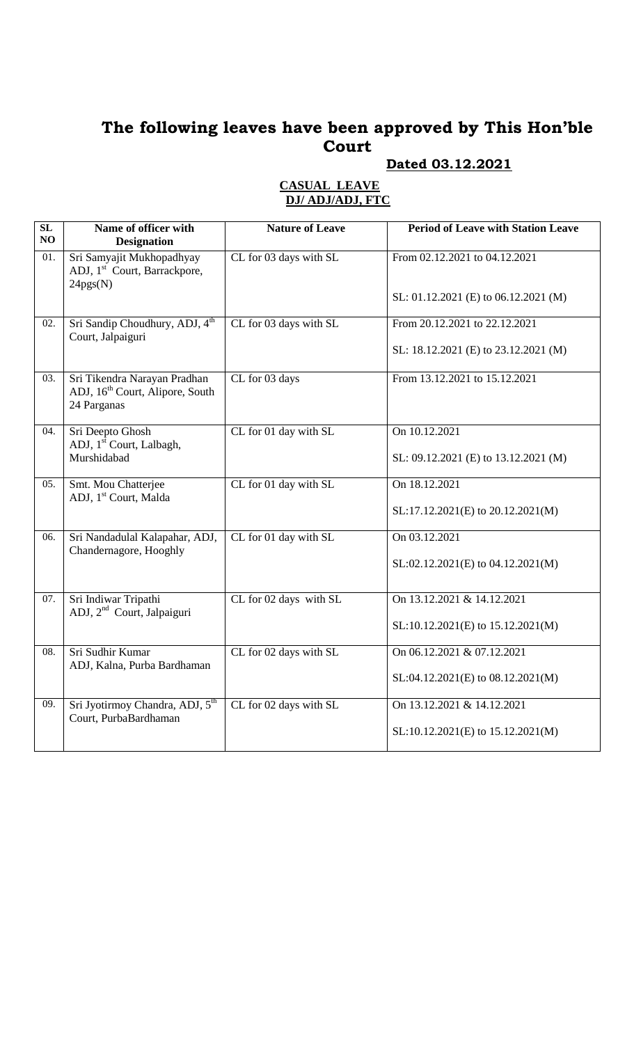# The following leaves have been approved by This Hon'ble Court

**Dated 03.12.2021**

**CASUAL LEAVE**
**DJ/ ADJ/ADJ, FTC**

| SL NO | Name of officer with Designation | Nature of Leave | Period of Leave with Station Leave |
|---|---|---|---|
| 01. | Sri Samyajit Mukhopadhyay ADJ, 1st Court, Barrackpore, 24pgs(N) | CL for 03 days with SL | From 02.12.2021 to 04.12.2021<br><br>SL: 01.12.2021 (E) to 06.12.2021 (M) |
| 02. | Sri Sandip Choudhury, ADJ, 4th Court, Jalpaiguri | CL for 03 days with SL | From 20.12.2021 to 22.12.2021<br><br>SL: 18.12.2021 (E) to 23.12.2021 (M) |
| 03. | Sri Tikendra Narayan Pradhan ADJ, 16th Court, Alipore, South 24 Parganas | CL for 03 days | From 13.12.2021 to 15.12.2021 |
| 04. | Sri Deepto Ghosh ADJ, 1st Court, Lalbagh, Murshidabad | CL for 01 day with SL | On 10.12.2021<br><br>SL: 09.12.2021 (E) to 13.12.2021 (M) |
| 05. | Smt. Mou Chatterjee ADJ, 1st Court, Malda | CL for 01 day with SL | On 18.12.2021<br><br>SL:17.12.2021(E) to 20.12.2021(M) |
| 06. | Sri Nandadulal Kalapahar, ADJ, Chandernagore, Hooghly | CL for 01 day with SL | On 03.12.2021<br><br>SL:02.12.2021(E) to 04.12.2021(M) |
| 07. | Sri Indiwar Tripathi ADJ, 2nd Court, Jalpaiguri | CL for 02 days with SL | On 13.12.2021 & 14.12.2021<br><br>SL:10.12.2021(E) to 15.12.2021(M) |
| 08. | Sri Sudhir Kumar ADJ, Kalna, Purba Bardhaman | CL for 02 days with SL | On 06.12.2021 & 07.12.2021<br><br>SL:04.12.2021(E) to 08.12.2021(M) |
| 09. | Sri Jyotirmoy Chandra, ADJ, 5th Court, PurbaBardhaman | CL for 02 days with SL | On 13.12.2021 & 14.12.2021<br><br>SL:10.12.2021(E) to 15.12.2021(M) |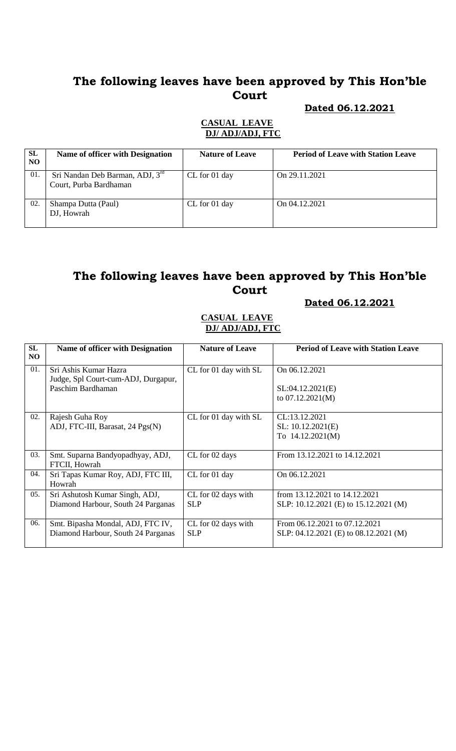# The following leaves have been approved by This Hon'ble Court

**Dated 06.12.2021**

**CASUAL LEAVE**
**DJ/ ADJ/ADJ, FTC**

| SL NO | Name of officer with Designation | Nature of Leave | Period of Leave with Station Leave |
|---|---|---|---|
| 01. | Sri Nandan Deb Barman, ADJ, 3rd Court, Purba Bardhaman | CL for 01 day | On 29.11.2021 |
| 02. | Shampa Dutta (Paul) DJ, Howrah | CL for 01 day | On 04.12.2021 |

# The following leaves have been approved by This Hon'ble Court

**Dated 06.12.2021**

**CASUAL LEAVE**
**DJ/ ADJ/ADJ, FTC**

| SL NO | Name of officer with Designation | Nature of Leave | Period of Leave with Station Leave |
|---|---|---|---|
| 01. | Sri Ashis Kumar Hazra Judge, Spl Court-cum-ADJ, Durgapur, Paschim Bardhaman | CL for 01 day with SL | On 06.12.2021<br>SL:04.12.2021(E) to 07.12.2021(M) |
| 02. | Rajesh Guha Roy ADJ, FTC-III, Barasat, 24 Pgs(N) | CL for 01 day with SL | CL:13.12.2021<br>SL: 10.12.2021(E) To 14.12.2021(M) |
| 03. | Smt. Suparna Bandyopadhyay, ADJ, FTCII, Howrah | CL for 02 days | From 13.12.2021 to 14.12.2021 |
| 04. | Sri Tapas Kumar Roy, ADJ, FTC III, Howrah | CL for 01 day | On 06.12.2021 |
| 05. | Sri Ashutosh Kumar Singh, ADJ, Diamond Harbour, South 24 Parganas | CL for 02 days with SLP | from 13.12.2021 to 14.12.2021<br>SLP: 10.12.2021 (E) to 15.12.2021 (M) |
| 06. | Smt. Bipasha Mondal, ADJ, FTC IV, Diamond Harbour, South 24 Parganas | CL for 02 days with SLP | From 06.12.2021 to 07.12.2021<br>SLP: 04.12.2021 (E) to 08.12.2021 (M) |